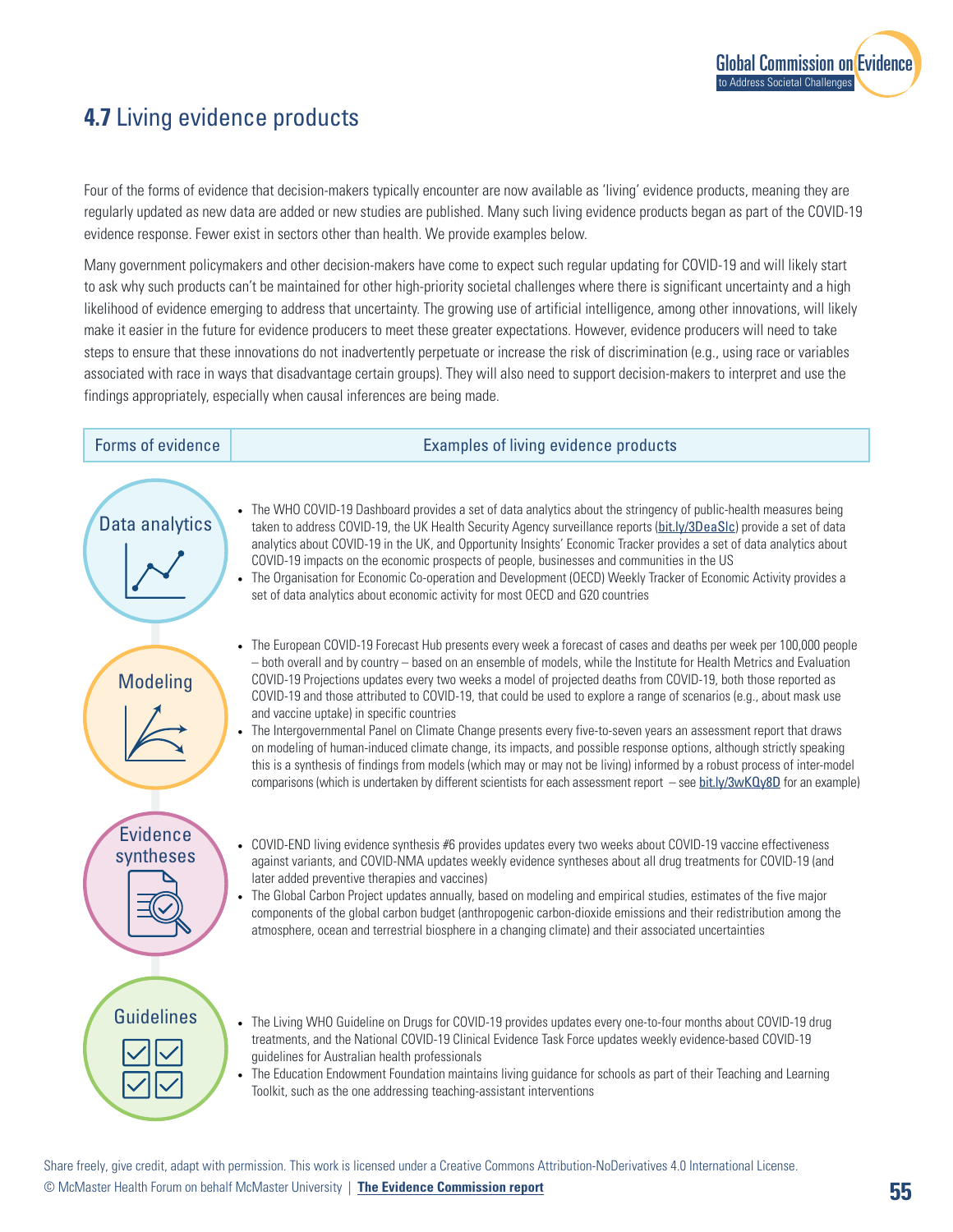## 4.7 Living evidence products

Four of the forms of evidence that decision-makers typically encounter are now available as 'living' evidence products, meaning they are regularly updated as new data are added or new studies are published. Many such living evidence products began as part of the COVID-19 evidence response. Fewer exist in sectors other than health. We provide examples below.

Many government policymakers and other decision-makers have come to expect such regular updating for COVID-19 and will likely start to ask why such products can't be maintained for other high-priority societal challenges where there is significant uncertainty and a high likelihood of evidence emerging to address that uncertainty. The growing use of artificial intelligence, among other innovations, will likely make it easier in the future for evidence producers to meet these greater expectations. However, evidence producers will need to take steps to ensure that these innovations do not inadvertently perpetuate or increase the risk of discrimination (e.g., using race or variables associated with race in ways that disadvantage certain groups). They will also need to support decision-makers to interpret and use the findings appropriately, especially when causal inferences are being made.

| Forms of evidence | Examples of living evidence products |
| --- | --- |
| Data analytics | • The WHO COVID-19 Dashboard provides a set of data analytics about the stringency of public-health measures being taken to address COVID-19, the UK Health Security Agency surveillance reports (bit.ly/3DeaSlc) provide a set of data analytics about COVID-19 in the UK, and Opportunity Insights' Economic Tracker provides a set of data analytics about COVID-19 impacts on the economic prospects of people, businesses and communities in the US<br>• The Organisation for Economic Co-operation and Development (OECD) Weekly Tracker of Economic Activity provides a set of data analytics about economic activity for most OECD and G20 countries |
| Modeling | • The European COVID-19 Forecast Hub presents every week a forecast of cases and deaths per week per 100,000 people – both overall and by country – based on an ensemble of models, while the Institute for Health Metrics and Evaluation COVID-19 Projections updates every two weeks a model of projected deaths from COVID-19, both those reported as COVID-19 and those attributed to COVID-19, that could be used to explore a range of scenarios (e.g., about mask use and vaccine uptake) in specific countries<br>• The Intergovernmental Panel on Climate Change presents every five-to-seven years an assessment report that draws on modeling of human-induced climate change, its impacts, and possible response options, although strictly speaking this is a synthesis of findings from models (which may or may not be living) informed by a robust process of inter-model comparisons (which is undertaken by different scientists for each assessment report – see bit.ly/3wKQy8D for an example) |
| Evidence syntheses | • COVID-END living evidence synthesis #6 provides updates every two weeks about COVID-19 vaccine effectiveness against variants, and COVID-NMA updates weekly evidence syntheses about all drug treatments for COVID-19 (and later added preventive therapies and vaccines)<br>• The Global Carbon Project updates annually, based on modeling and empirical studies, estimates of the five major components of the global carbon budget (anthropogenic carbon-dioxide emissions and their redistribution among the atmosphere, ocean and terrestrial biosphere in a changing climate) and their associated uncertainties |
| Guidelines | • The Living WHO Guideline on Drugs for COVID-19 provides updates every one-to-four months about COVID-19 drug treatments, and the National COVID-19 Clinical Evidence Task Force updates weekly evidence-based COVID-19 guidelines for Australian health professionals<br>• The Education Endowment Foundation maintains living guidance for schools as part of their Teaching and Learning Toolkit, such as the one addressing teaching-assistant interventions |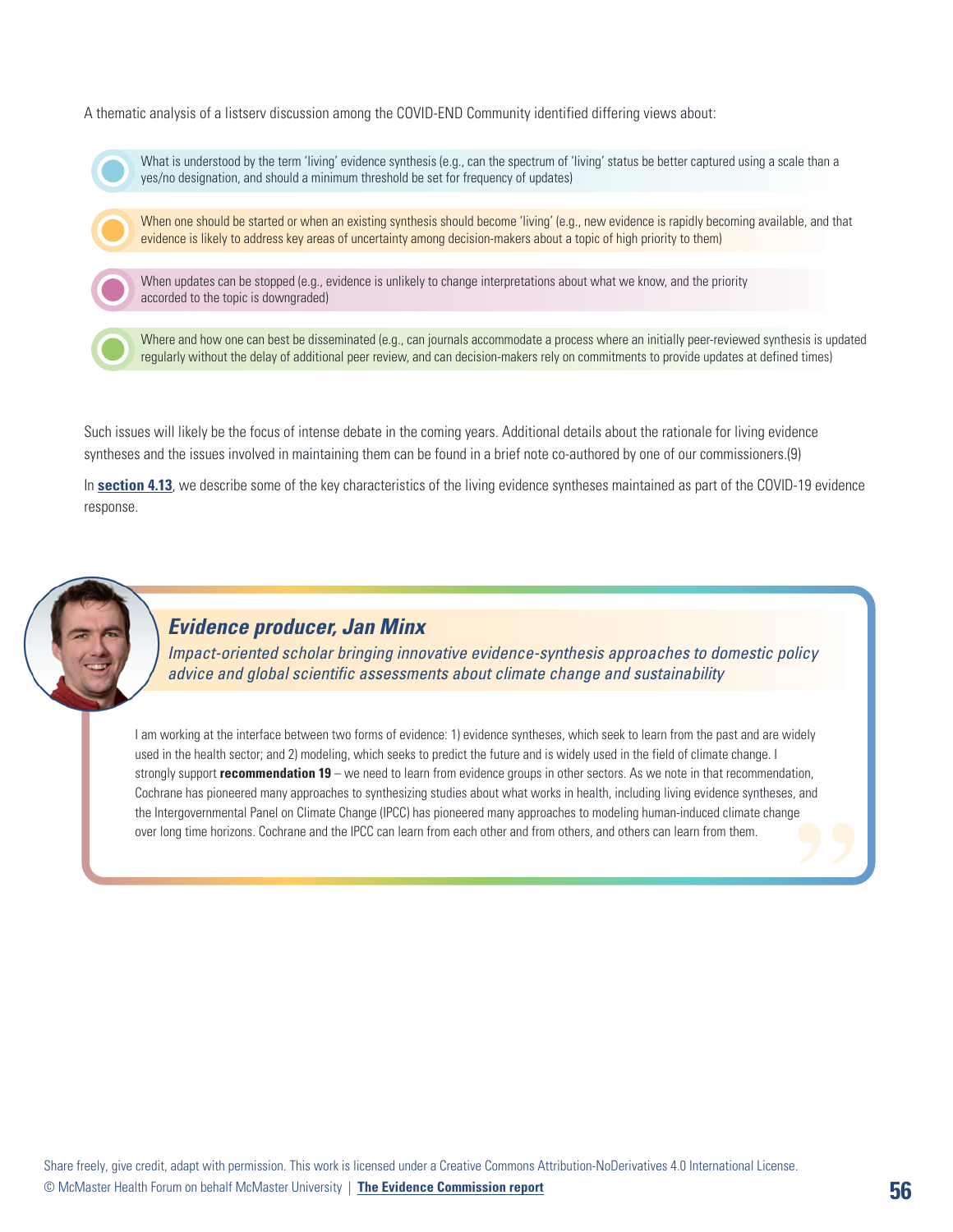A thematic analysis of a listserv discussion among the COVID-END Community identified differing views about:

- What is understood by the term 'living' evidence synthesis (e.g., can the spectrum of 'living' status be better captured using a scale than a yes/no designation, and should a minimum threshold be set for frequency of updates)
- When one should be started or when an existing synthesis should become 'living' (e.g., new evidence is rapidly becoming available, and that evidence is likely to address key areas of uncertainty among decision-makers about a topic of high priority to them)
- When updates can be stopped (e.g., evidence is unlikely to change interpretations about what we know, and the priority accorded to the topic is downgraded)
- Where and how one can best be disseminated (e.g., can journals accommodate a process where an initially peer-reviewed synthesis is updated regularly without the delay of additional peer review, and can decision-makers rely on commitments to provide updates at defined times)

Such issues will likely be the focus of intense debate in the coming years. Additional details about the rationale for living evidence syntheses and the issues involved in maintaining them can be found in a brief note co-authored by one of our commissioners.(9)

In **section 4.13**, we describe some of the key characteristics of the living evidence syntheses maintained as part of the COVID-19 evidence response.

### *Evidence producer, Jan Minx*

*Impact-oriented scholar bringing innovative evidence-synthesis approaches to domestic policy advice and global scientific assessments about climate change and sustainability*

I am working at the interface between two forms of evidence: 1) evidence syntheses, which seek to learn from the past and are widely used in the health sector; and 2) modeling, which seeks to predict the future and is widely used in the field of climate change. I strongly support **recommendation 19** – we need to learn from evidence groups in other sectors. As we note in that recommendation, Cochrane has pioneered many approaches to synthesizing studies about what works in health, including living evidence syntheses, and the Intergovernmental Panel on Climate Change (IPCC) has pioneered many approaches to modeling human-induced climate change over long time horizons. Cochrane and the IPCC can learn from each other and from others, and others can learn from them.